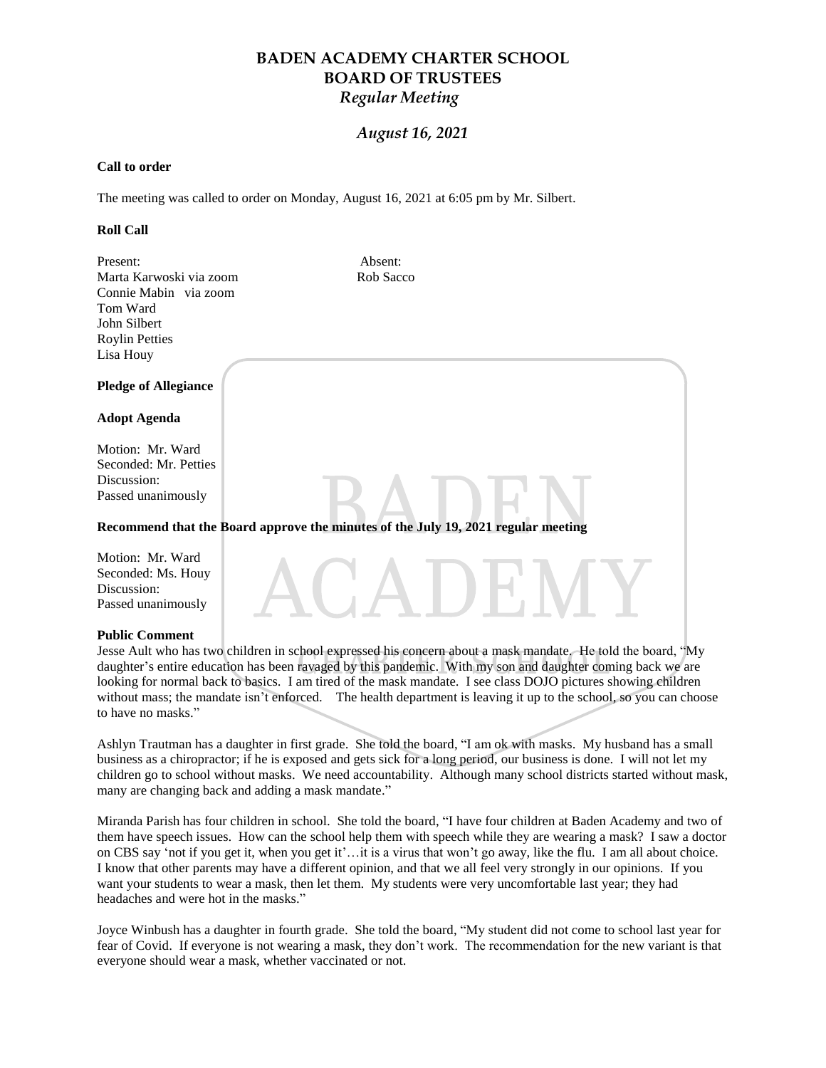# BADEN ACADEMY CHARTER SCHOOL
# BOARD OF TRUSTEES
## *Regular Meeting*

### *August 16, 2021*

**Call to order**

The meeting was called to order on Monday, August 16, 2021 at 6:05 pm by Mr. Silbert.

**Roll Call**

| Present: | Absent: |
|---|---|
| Marta Karwoski via zoom | Rob Sacco |
| Connie Mabin via zoom | |
| Tom Ward | |
| John Silbert | |
| Roylin Petties | |
| Lisa Houy | |

**Pledge of Allegiance**

**Adopt Agenda**

Motion: Mr. Ward
Seconded: Mr. Petties
Discussion:
Passed unanimously

**Recommend that the Board approve the minutes of the July 19, 2021 regular meeting**

Motion: Mr. Ward
Seconded: Ms. Houy
Discussion:
Passed unanimously

**Public Comment**

Jesse Ault who has two children in school expressed his concern about a mask mandate. He told the board, "My daughter's entire education has been ravaged by this pandemic. With my son and daughter coming back we are looking for normal back to basics. I am tired of the mask mandate. I see class DOJO pictures showing children without mass; the mandate isn't enforced. The health department is leaving it up to the school, so you can choose to have no masks."

Ashlyn Trautman has a daughter in first grade. She told the board, "I am ok with masks. My husband has a small business as a chiropractor; if he is exposed and gets sick for a long period, our business is done. I will not let my children go to school without masks. We need accountability. Although many school districts started without mask, many are changing back and adding a mask mandate."

Miranda Parish has four children in school. She told the board, "I have four children at Baden Academy and two of them have speech issues. How can the school help them with speech while they are wearing a mask? I saw a doctor on CBS say 'not if you get it, when you get it'…it is a virus that won't go away, like the flu. I am all about choice. I know that other parents may have a different opinion, and that we all feel very strongly in our opinions. If you want your students to wear a mask, then let them. My students were very uncomfortable last year; they had headaches and were hot in the masks."

Joyce Winbush has a daughter in fourth grade. She told the board, "My student did not come to school last year for fear of Covid. If everyone is not wearing a mask, they don't work. The recommendation for the new variant is that everyone should wear a mask, whether vaccinated or not.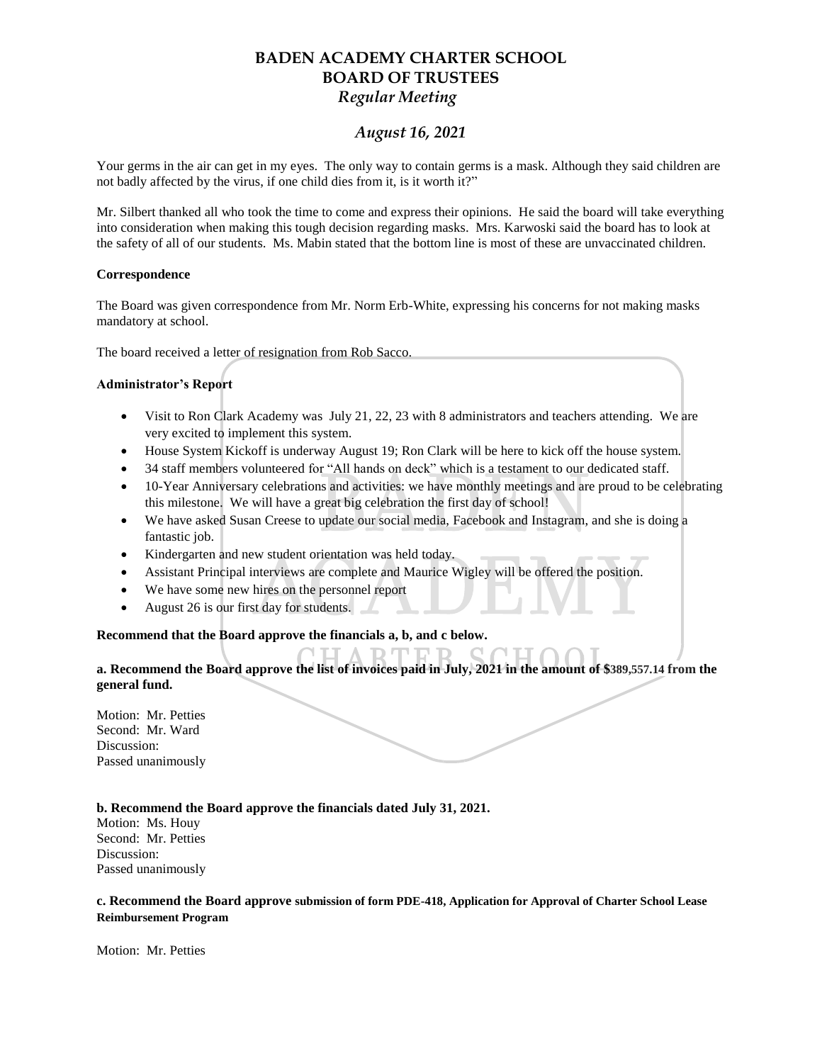Your germs in the air can get in my eyes. The only way to contain germs is a mask. Although they said children are not badly affected by the virus, if one child dies from it, is it worth it?"

Mr. Silbert thanked all who took the time to come and express their opinions. He said the board will take everything into consideration when making this tough decision regarding masks. Mrs. Karwoski said the board has to look at the safety of all of our students. Ms. Mabin stated that the bottom line is most of these are unvaccinated children.

**Correspondence**

The Board was given correspondence from Mr. Norm Erb-White, expressing his concerns for not making masks mandatory at school.

The board received a letter of resignation from Rob Sacco.

**Administrator's Report**

- Visit to Ron Clark Academy was July 21, 22, 23 with 8 administrators and teachers attending. We are very excited to implement this system.
- House System Kickoff is underway August 19; Ron Clark will be here to kick off the house system.
- 34 staff members volunteered for "All hands on deck" which is a testament to our dedicated staff.
- 10-Year Anniversary celebrations and activities: we have monthly meetings and are proud to be celebrating this milestone. We will have a great big celebration the first day of school!
- We have asked Susan Creese to update our social media, Facebook and Instagram, and she is doing a fantastic job.
- Kindergarten and new student orientation was held today.
- Assistant Principal interviews are complete and Maurice Wigley will be offered the position.
- We have some new hires on the personnel report
- August 26 is our first day for students.

**Recommend that the Board approve the financials a, b, and c below.**

**a. Recommend the Board approve the list of invoices paid in July, 2021 in the amount of $389,557.14 from the general fund.**

Motion: Mr. Petties
Second: Mr. Ward
Discussion:
Passed unanimously

**b. Recommend the Board approve the financials dated July 31, 2021.**
Motion: Ms. Houy
Second: Mr. Petties
Discussion:
Passed unanimously

**c. Recommend the Board approve submission of form PDE-418, Application for Approval of Charter School Lease Reimbursement Program**

Motion: Mr. Petties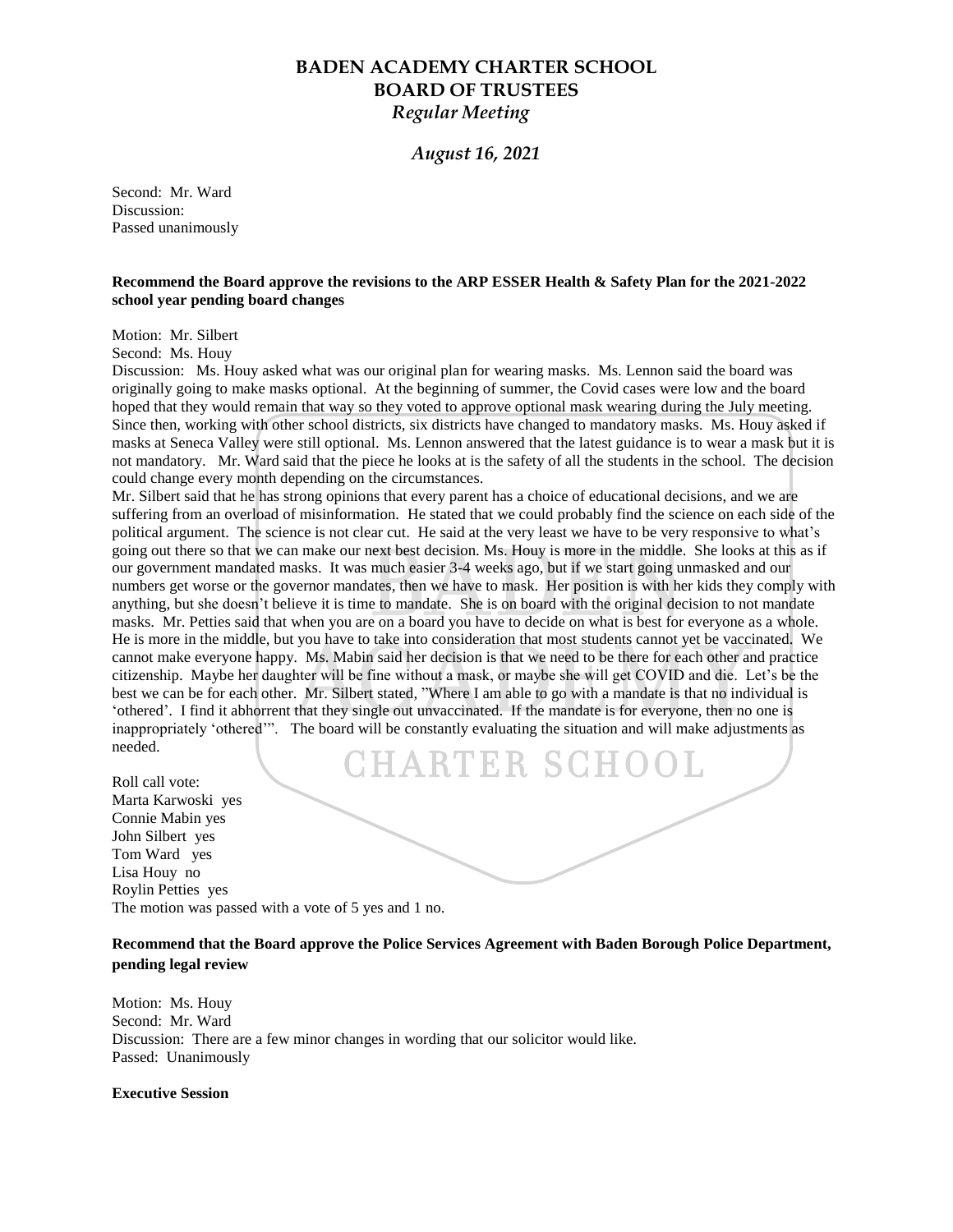Second: Mr. Ward
Discussion:
Passed unanimously

**Recommend the Board approve the revisions to the ARP ESSER Health & Safety Plan for the 2021-2022 school year pending board changes**

Motion: Mr. Silbert
Second: Ms. Houy
Discussion: Ms. Houy asked what was our original plan for wearing masks. Ms. Lennon said the board was originally going to make masks optional. At the beginning of summer, the Covid cases were low and the board hoped that they would remain that way so they voted to approve optional mask wearing during the July meeting. Since then, working with other school districts, six districts have changed to mandatory masks. Ms. Houy asked if masks at Seneca Valley were still optional. Ms. Lennon answered that the latest guidance is to wear a mask but it is not mandatory. Mr. Ward said that the piece he looks at is the safety of all the students in the school. The decision could change every month depending on the circumstances.
Mr. Silbert said that he has strong opinions that every parent has a choice of educational decisions, and we are suffering from an overload of misinformation. He stated that we could probably find the science on each side of the political argument. The science is not clear cut. He said at the very least we have to be very responsive to what's going out there so that we can make our next best decision. Ms. Houy is more in the middle. She looks at this as if our government mandated masks. It was much easier 3-4 weeks ago, but if we start going unmasked and our numbers get worse or the governor mandates, then we have to mask. Her position is with her kids they comply with anything, but she doesn't believe it is time to mandate. She is on board with the original decision to not mandate masks. Mr. Petties said that when you are on a board you have to decide on what is best for everyone as a whole. He is more in the middle, but you have to take into consideration that most students cannot yet be vaccinated. We cannot make everyone happy. Ms. Mabin said her decision is that we need to be there for each other and practice citizenship. Maybe her daughter will be fine without a mask, or maybe she will get COVID and die. Let's be the best we can be for each other. Mr. Silbert stated, "Where I am able to go with a mandate is that no individual is 'othered'. I find it abhorrent that they single out unvaccinated. If the mandate is for everyone, then no one is inappropriately 'othered'". The board will be constantly evaluating the situation and will make adjustments as needed.

Roll call vote:
Marta Karwoski yes
Connie Mabin yes
John Silbert yes
Tom Ward yes
Lisa Houy no
Roylin Petties yes
The motion was passed with a vote of 5 yes and 1 no.

**Recommend that the Board approve the Police Services Agreement with Baden Borough Police Department, pending legal review**

Motion: Ms. Houy
Second: Mr. Ward
Discussion: There are a few minor changes in wording that our solicitor would like.
Passed: Unanimously

**Executive Session**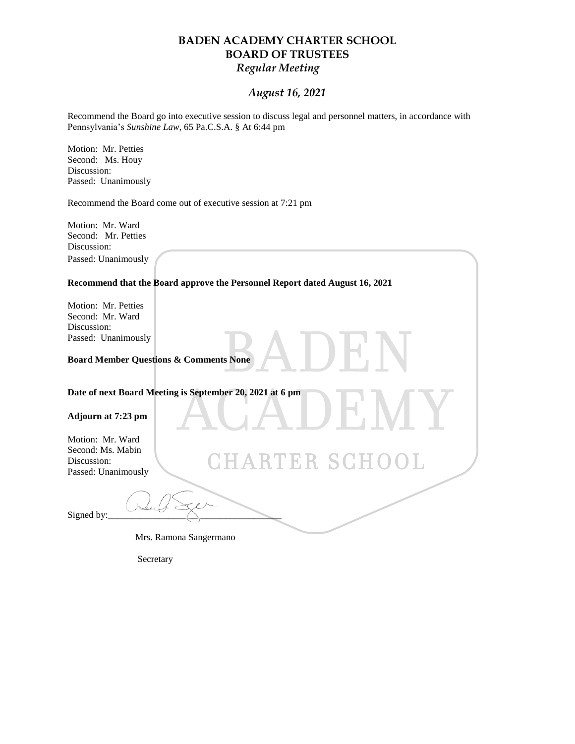# BADEN ACADEMY CHARTER SCHOOL
## BOARD OF TRUSTEES
### *Regular Meeting*

### *August 16, 2021*

Recommend the Board go into executive session to discuss legal and personnel matters, in accordance with Pennsylvania's *Sunshine Law*, 65 Pa.C.S.A. § At 6:44 pm

Motion: Mr. Petties
Second: Ms. Houy
Discussion:
Passed: Unanimously

Recommend the Board come out of executive session at 7:21 pm

Motion: Mr. Ward
Second: Mr. Petties
Discussion:
Passed: Unanimously

**Recommend that the Board approve the Personnel Report dated August 16, 2021**

Motion: Mr. Petties
Second: Mr. Ward
Discussion:
Passed: Unanimously

**Board Member Questions & Comments None**

**Date of next Board Meeting is September 20, 2021 at 6 pm**

**Adjourn at 7:23 pm**

Motion: Mr. Ward
Second: Ms. Mabin
Discussion:
Passed: Unanimously

Signed by:\_\_\_\_\_\_\_\_\_\_\_\_\_\_\_\_\_\_\_\_\_\_\_\_\_\_\_\_\_\_\_\_\_\_\_\_\_\_

Mrs. Ramona Sangermano

Secretary